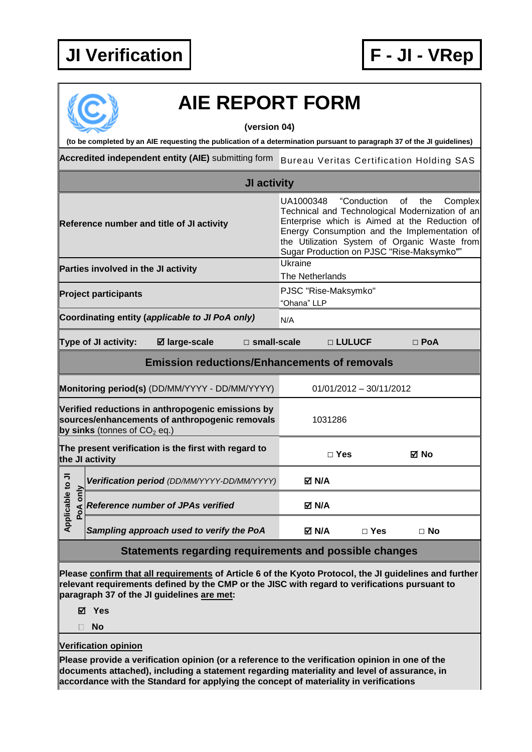# JI Verification

# F - JI - VRep

## AIE REPORT FORM

**(version 04)**

**(to be completed by an AIE requesting the publication of a determination pursuant to paragraph 37 of the JI guidelines)**

| **Accredited independent entity (AIE)** submitting form | Bureau Veritas Certification Holding SAS |
|---|---|

### JI activity

| | |
|---|---|
| **Reference number and title of JI activity** | UA1000348 "Conduction of the Complex Technical and Technological Modernization of an Enterprise which is Aimed at the Reduction of Energy Consumption and the Implementation of the Utilization System of Organic Waste from Sugar Production on PJSC "Rise-Maksymko"" |
| **Parties involved in the JI activity** | Ukraine<br>The Netherlands |
| **Project participants** | PJSC "Rise-Maksymko"<br>"Ohana" LLP |
| **Coordinating entity (*applicable to JI PoA only*)** | N/A |

**Type of JI activity:** ☑ **large-scale** □ **small-scale** □ **LULUCF** □ **PoA**

### Emission reductions/Enhancements of removals

| | | | |
|---|---|---|---|
| **Monitoring period(s)** (DD/MM/YYYY - DD/MM/YYYY) | 01/01/2012 – 30/11/2012 | | |
| **Verified reductions in anthropogenic emissions by sources/enhancements of anthropogenic removals by sinks** (tonnes of $CO_2$ eq.) | 1031286 | | |
| **The present verification is the first with regard to the JI activity** | □ **Yes** | ☑ **No** | |
| Applicable to JI PoA only: ***Verification period*** *(DD/MM/YYYY-DD/MM/YYYY)* | ☑ **N/A** | | |
| Applicable to JI PoA only: ***Reference number of JPAs verified*** | ☑ **N/A** | | |
| Applicable to JI PoA only: ***Sampling approach used to verify the PoA*** | ☑ **N/A** | □ **Yes** | □ **No** |

### Statements regarding requirements and possible changes

**Please confirm that all requirements of Article 6 of the Kyoto Protocol, the JI guidelines and further relevant requirements defined by the CMP or the JISC with regard to verifications pursuant to paragraph 37 of the JI guidelines are met:**

☑ **Yes**

□ **No**

**Verification opinion**

**Please provide a verification opinion (or a reference to the verification opinion in one of the documents attached), including a statement regarding materiality and level of assurance, in accordance with the Standard for applying the concept of materiality in verifications**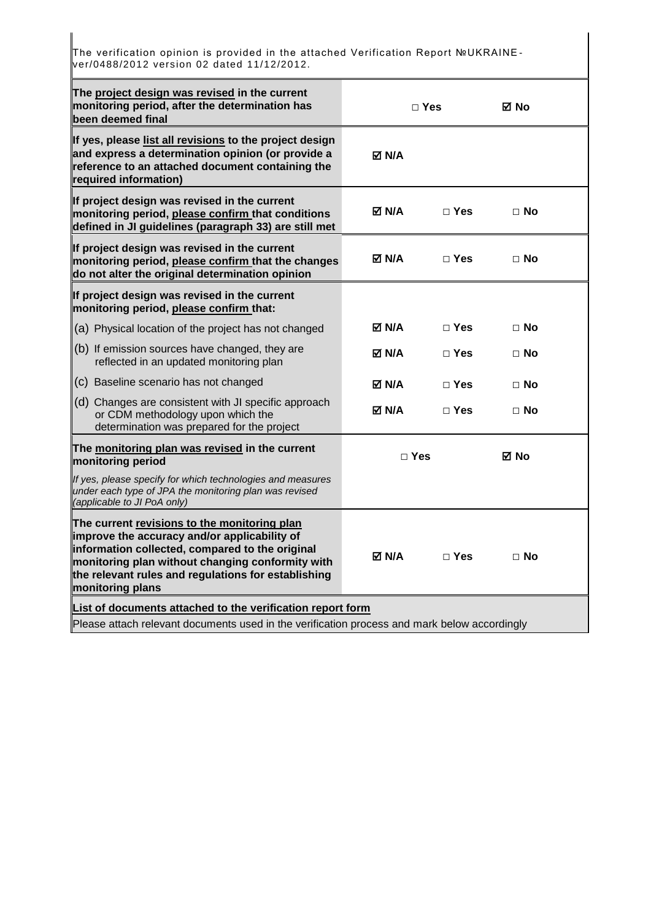The verification opinion is provided in the attached Verification Report №UKRAINE-ver/0488/2012 version 02 dated 11/12/2012.

| | | | |
|---|---|---|---|
| **The project design was revised in the current monitoring period, after the determination has been deemed final** | | □ **Yes** | ☑ **No** |
| **If yes, please list all revisions to the project design and express a determination opinion (or provide a reference to an attached document containing the required information)** | ☑ **N/A** | | |
| **If project design was revised in the current monitoring period, please confirm that conditions defined in JI guidelines (paragraph 33) are still met** | ☑ **N/A** | □ **Yes** | □ **No** |
| **If project design was revised in the current monitoring period, please confirm that the changes do not alter the original determination opinion** | ☑ **N/A** | □ **Yes** | □ **No** |
| **If project design was revised in the current monitoring period, please confirm that:** | | | |
| (a) Physical location of the project has not changed | ☑ **N/A** | □ **Yes** | □ **No** |
| (b) If emission sources have changed, they are reflected in an updated monitoring plan | ☑ **N/A** | □ **Yes** | □ **No** |
| (c) Baseline scenario has not changed | ☑ **N/A** | □ **Yes** | □ **No** |
| (d) Changes are consistent with JI specific approach or CDM methodology upon which the determination was prepared for the project | ☑ **N/A** | □ **Yes** | □ **No** |
| **The monitoring plan was revised in the current monitoring period** <br> *If yes, please specify for which technologies and measures under each type of JPA the monitoring plan was revised (applicable to JI PoA only)* | | □ **Yes** | ☑ **No** |
| **The current revisions to the monitoring plan improve the accuracy and/or applicability of information collected, compared to the original monitoring plan without changing conformity with the relevant rules and regulations for establishing monitoring plans** | ☑ **N/A** | □ **Yes** | □ **No** |
| **List of documents attached to the verification report form** <br> Please attach relevant documents used in the verification process and mark below accordingly | | | |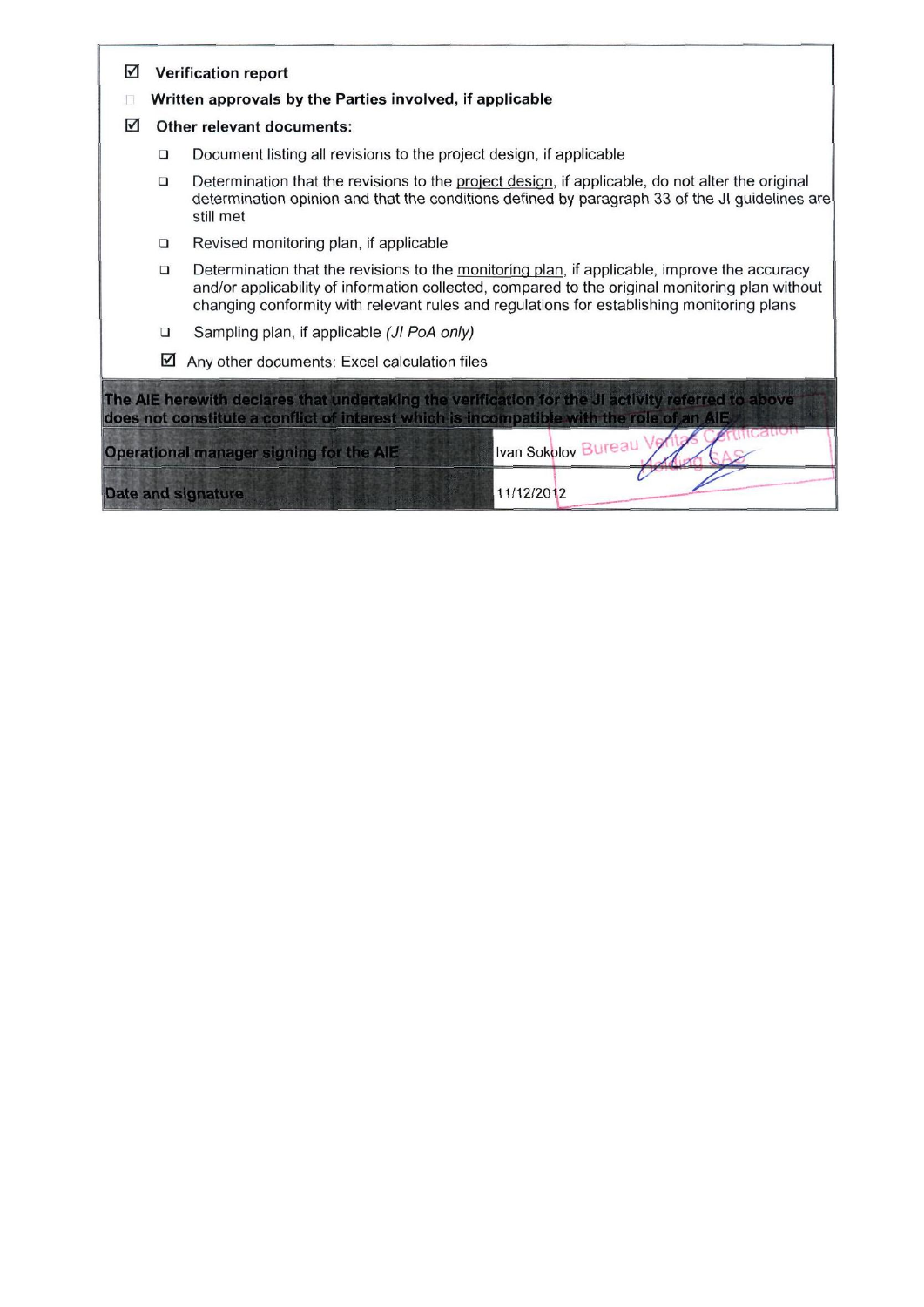☑ **Verification report**

☐ **Written approvals by the Parties involved, if applicable**

☑ **Other relevant documents:**

- ☐ Document listing all revisions to the project design, if applicable
- ☐ Determination that the revisions to the project design, if applicable, do not alter the original determination opinion and that the conditions defined by paragraph 33 of the JI guidelines are still met
- ☐ Revised monitoring plan, if applicable
- ☐ Determination that the revisions to the monitoring plan, if applicable, improve the accuracy and/or applicability of information collected, compared to the original monitoring plan without changing conformity with relevant rules and regulations for establishing monitoring plans
- ☐ Sampling plan, if applicable *(JI PoA only)*
- ☑ Any other documents: Excel calculation files

| | |
|---|---|
| **The AIE herewith declares that undertaking the verification for the JI activity referred to above does not constitute a conflict of interest which is incompatible with the role of an AIE** | |
| **Operational manager signing for the AIE** | Ivan Sokolov |
| **Date and signature** | 11/12/2012 |